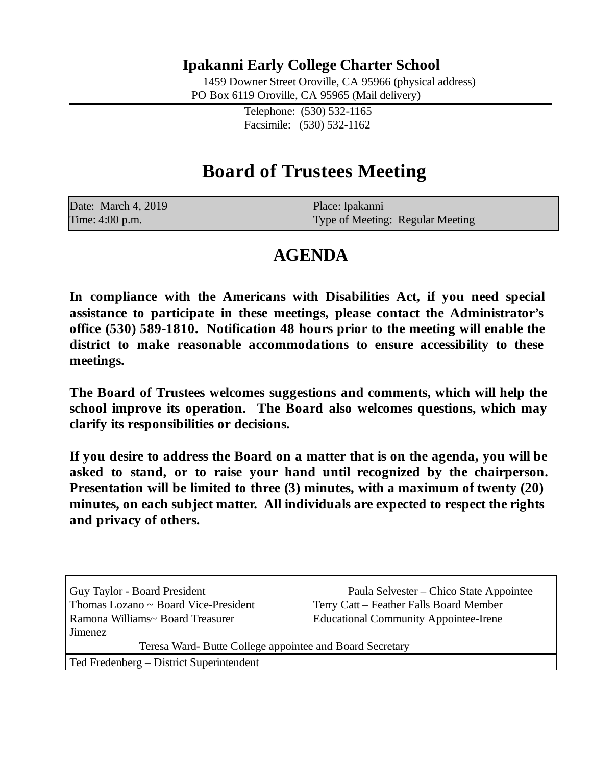# Ipakanni Early College Charter School

1459 Downer Street Oroville, CA 95966 (physical address)
PO Box 6119 Oroville, CA 95965 (Mail delivery)

Telephone: (530) 532-1165
Facsimile: (530) 532-1162

# Board of Trustees Meeting

| Date: March 4, 2019 | Place: Ipakanni |
|---|---|
| Time: 4:00 p.m. | Type of Meeting: Regular Meeting |

## AGENDA

**In compliance with the Americans with Disabilities Act, if you need special assistance to participate in these meetings, please contact the Administrator's office (530) 589-1810. Notification 48 hours prior to the meeting will enable the district to make reasonable accommodations to ensure accessibility to these meetings.**

**The Board of Trustees welcomes suggestions and comments, which will help the school improve its operation. The Board also welcomes questions, which may clarify its responsibilities or decisions.**

**If you desire to address the Board on a matter that is on the agenda, you will be asked to stand, or to raise your hand until recognized by the chairperson. Presentation will be limited to three (3) minutes, with a maximum of twenty (20) minutes, on each subject matter. All individuals are expected to respect the rights and privacy of others.**

| | |
|---|---|
| Guy Taylor - Board President | Paula Selvester – Chico State Appointee |
| Thomas Lozano ~ Board Vice-President | Terry Catt – Feather Falls Board Member |
| Ramona Williams~ Board Treasurer | Educational Community Appointee-Irene Jimenez |
| Teresa Ward- Butte College appointee and Board Secretary | |
| Ted Fredenberg – District Superintendent | |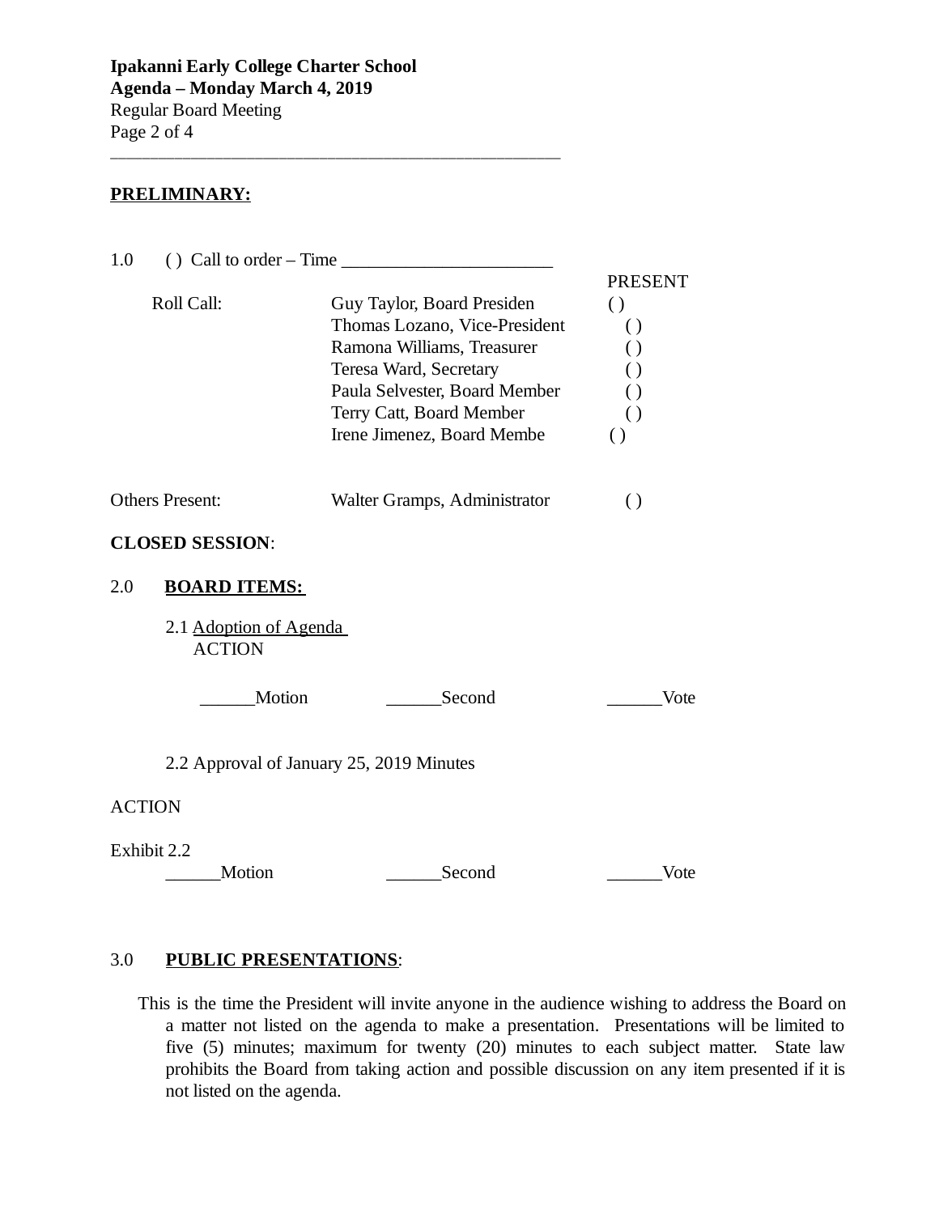**PRELIMINARY:**

1.0 ( ) Call to order – Time _______________________

| Roll Call: | | PRESENT |
|---|---|---|
| | Guy Taylor, Board Presiden | ( ) |
| | Thomas Lozano, Vice-President | ( ) |
| | Ramona Williams, Treasurer | ( ) |
| | Teresa Ward, Secretary | ( ) |
| | Paula Selvester, Board Member | ( ) |
| | Terry Catt, Board Member | ( ) |
| | Irene Jimenez, Board Membe | ( ) |
| Others Present: | Walter Gramps, Administrator | ( ) |

**CLOSED SESSION**:

2.0 **BOARD ITEMS:**

2.1 Adoption of Agenda
ACTION

______Motion ______Second ______Vote

2.2 Approval of January 25, 2019 Minutes

ACTION

Exhibit 2.2
______Motion ______Second ______Vote

3.0 **PUBLIC PRESENTATIONS**:

This is the time the President will invite anyone in the audience wishing to address the Board on a matter not listed on the agenda to make a presentation. Presentations will be limited to five (5) minutes; maximum for twenty (20) minutes to each subject matter. State law prohibits the Board from taking action and possible discussion on any item presented if it is not listed on the agenda.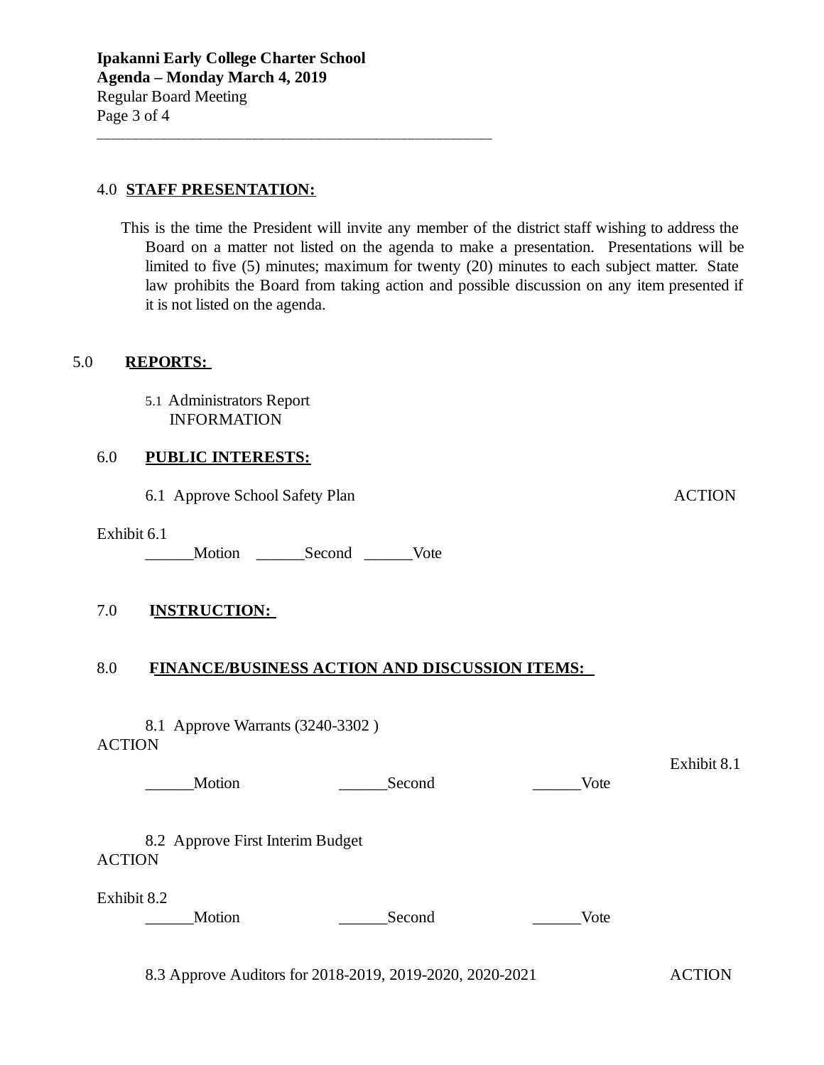## 4.0 **STAFF PRESENTATION:**

This is the time the President will invite any member of the district staff wishing to address the Board on a matter not listed on the agenda to make a presentation. Presentations will be limited to five (5) minutes; maximum for twenty (20) minutes to each subject matter. State law prohibits the Board from taking action and possible discussion on any item presented if it is not listed on the agenda.

## 5.0 **REPORTS:**

5.1 Administrators Report
INFORMATION

## 6.0 **PUBLIC INTERESTS:**

6.1 Approve School Safety Plan ACTION

Exhibit 6.1

______Motion ______Second ______Vote

## 7.0 **INSTRUCTION:**

## 8.0 **FINANCE/BUSINESS ACTION AND DISCUSSION ITEMS:**

8.1 Approve Warrants (3240-3302 )
ACTION

Exhibit 8.1

______Motion ______Second ______Vote

8.2 Approve First Interim Budget
ACTION

Exhibit 8.2

______Motion ______Second ______Vote

8.3 Approve Auditors for 2018-2019, 2019-2020, 2020-2021 ACTION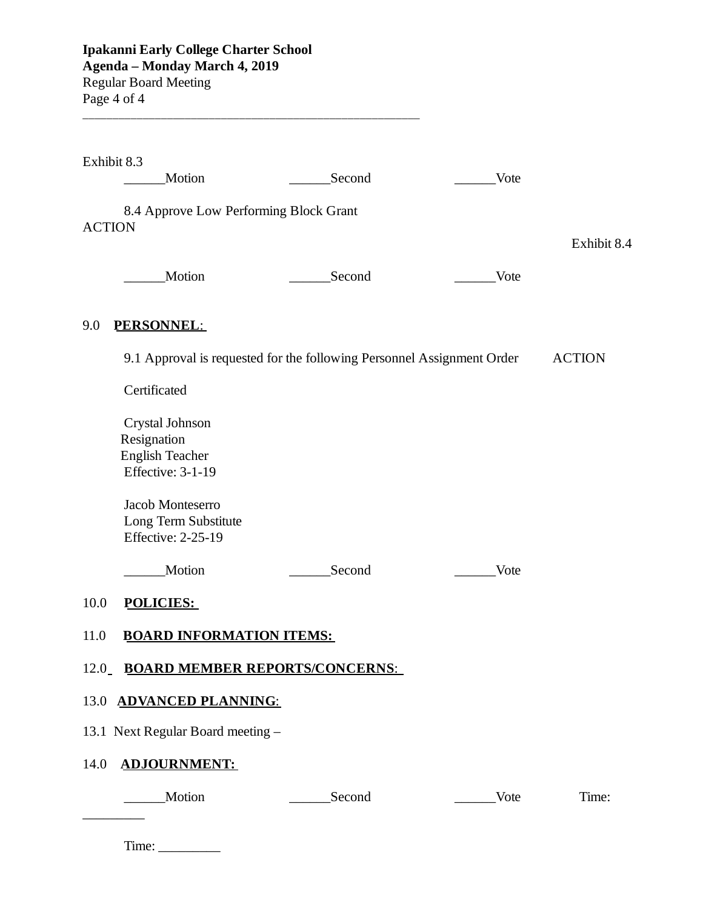Exhibit 8.3

______Motion ______Second ______Vote

8.4 Approve Low Performing Block Grant
ACTION

Exhibit 8.4

______Motion ______Second ______Vote

## 9.0 **PERSONNEL**:

9.1 Approval is requested for the following Personnel Assignment Order ACTION

Certificated

Crystal Johnson
Resignation
English Teacher
Effective: 3-1-19

Jacob Monteserro
Long Term Substitute
Effective: 2-25-19

______Motion ______Second ______Vote

## 10.0 **POLICIES:**

## 11.0 **BOARD INFORMATION ITEMS:**

## 12.0 **BOARD MEMBER REPORTS/CONCERNS**:

## 13.0 **ADVANCED PLANNING**:

13.1 Next Regular Board meeting –

## 14.0 **ADJOURNMENT:**

______Motion ______Second ______Vote Time: _________

Time: _________